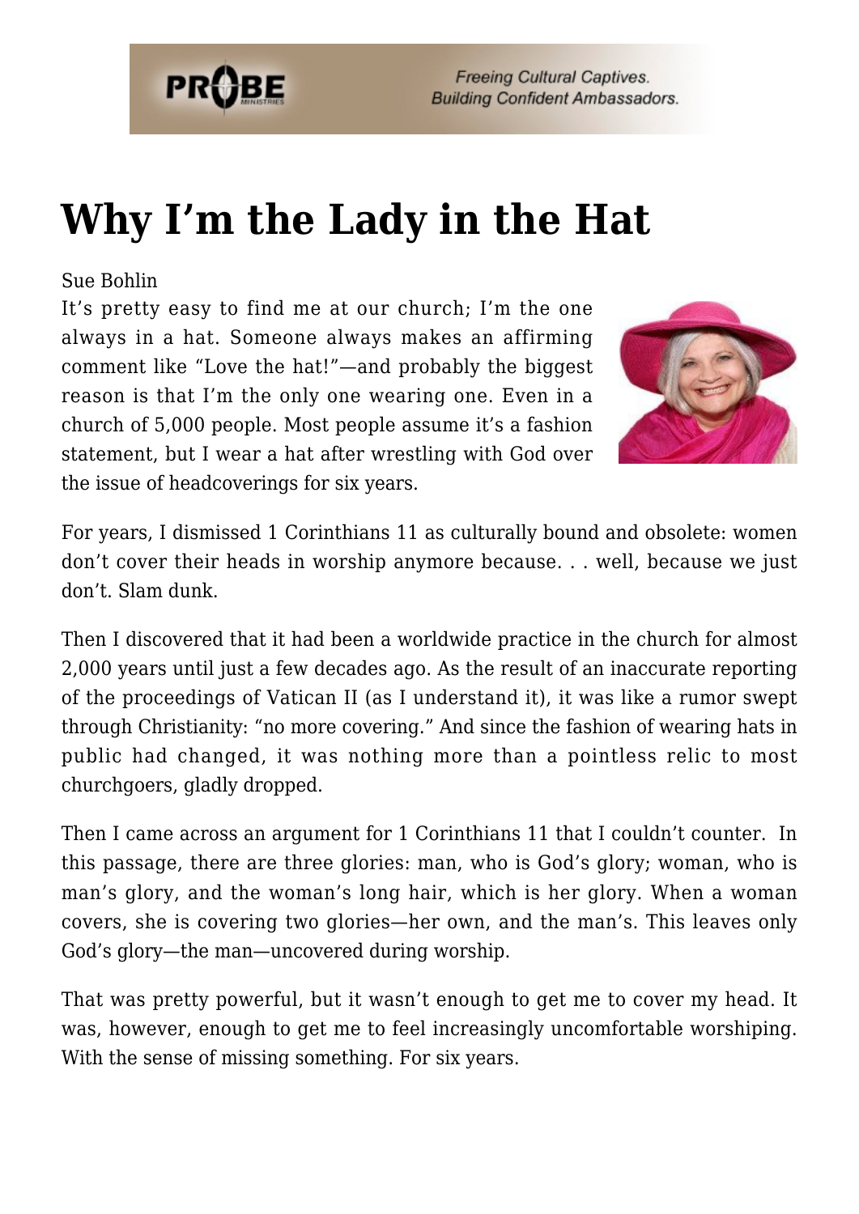# Why I'm the Lady in the Hat

Sue Bohlin

It's pretty easy to find me at our church; I'm the one always in a hat. Someone always makes an affirming comment like "Love the hat!"—and probably the biggest reason is that I'm the only one wearing one. Even in a church of 5,000 people. Most people assume it's a fashion statement, but I wear a hat after wrestling with God over the issue of headcoverings for six years.

For years, I dismissed 1 Corinthians 11 as culturally bound and obsolete: women don't cover their heads in worship anymore because. . . well, because we just don't. Slam dunk.

Then I discovered that it had been a worldwide practice in the church for almost 2,000 years until just a few decades ago. As the result of an inaccurate reporting of the proceedings of Vatican II (as I understand it), it was like a rumor swept through Christianity: "no more covering." And since the fashion of wearing hats in public had changed, it was nothing more than a pointless relic to most churchgoers, gladly dropped.

Then I came across an argument for 1 Corinthians 11 that I couldn't counter. In this passage, there are three glories: man, who is God's glory; woman, who is man's glory, and the woman's long hair, which is her glory. When a woman covers, she is covering two glories—her own, and the man's. This leaves only God's glory—the man—uncovered during worship.

That was pretty powerful, but it wasn't enough to get me to cover my head. It was, however, enough to get me to feel increasingly uncomfortable worshiping. With the sense of missing something. For six years.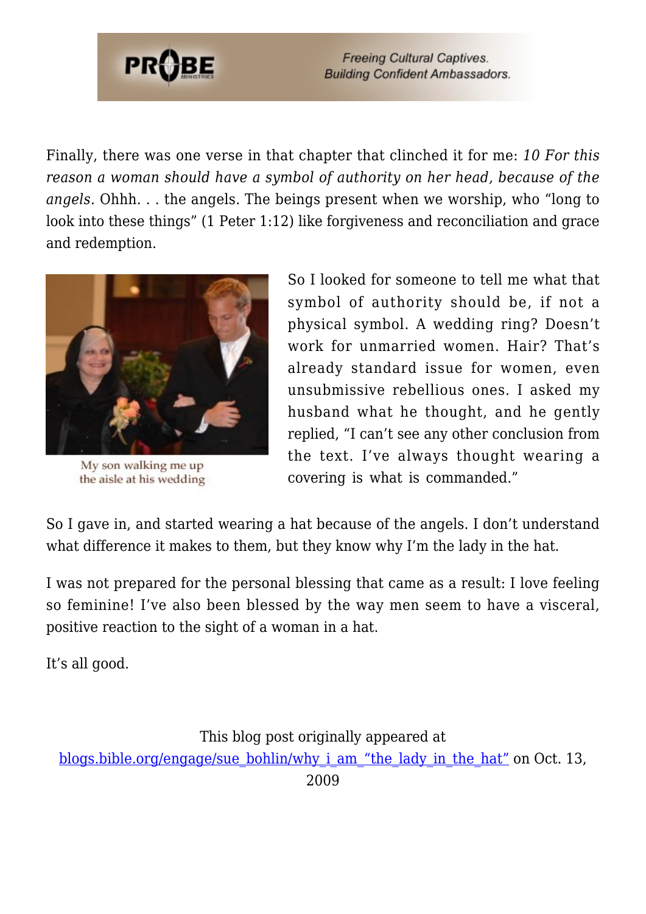Finally, there was one verse in that chapter that clinched it for me: *10 For this reason a woman should have a symbol of authority on her head, because of the angels*. Ohhh. . . the angels. The beings present when we worship, who "long to look into these things" (1 Peter 1:12) like forgiveness and reconciliation and grace and redemption.

My son walking me up the aisle at his wedding

So I looked for someone to tell me what that symbol of authority should be, if not a physical symbol. A wedding ring? Doesn't work for unmarried women. Hair? That's already standard issue for women, even unsubmissive rebellious ones. I asked my husband what he thought, and he gently replied, "I can't see any other conclusion from the text. I've always thought wearing a covering is what is commanded."

So I gave in, and started wearing a hat because of the angels. I don't understand what difference it makes to them, but they know why I'm the lady in the hat.

I was not prepared for the personal blessing that came as a result: I love feeling so feminine! I've also been blessed by the way men seem to have a visceral, positive reaction to the sight of a woman in a hat.

It's all good.

This blog post originally appeared at [blogs.bible.org/engage/sue_bohlin/why_i_am_"the_lady_in_the_hat"](blogs.bible.org/engage/sue_bohlin/why_i_am_"the_lady_in_the_hat") on Oct. 13, 2009